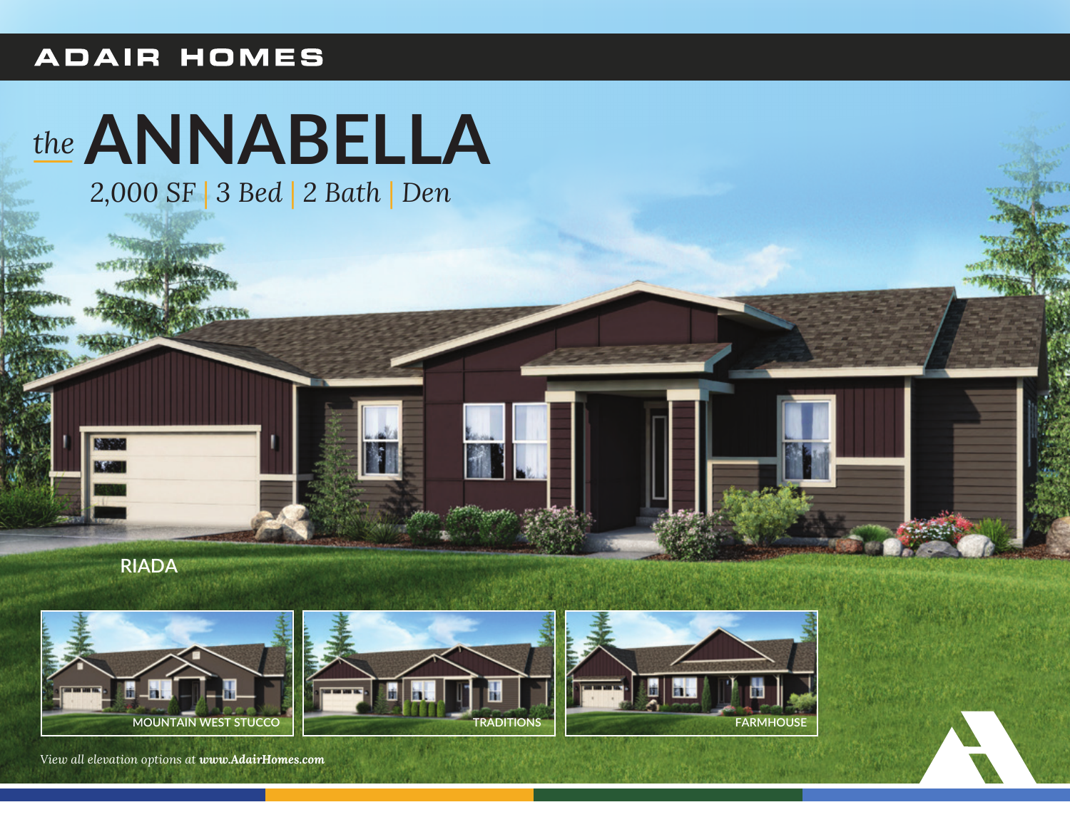ADAIR HOMES

# *the* ANNABELLA

*2,000 SF | 3 Bed | 2 Bath | Den*

RIADA

MOUNTAIN WEST STUCCO

TRADITIONS

FARMHOUSE

*View all elevation options at* ***www.AdairHomes.com***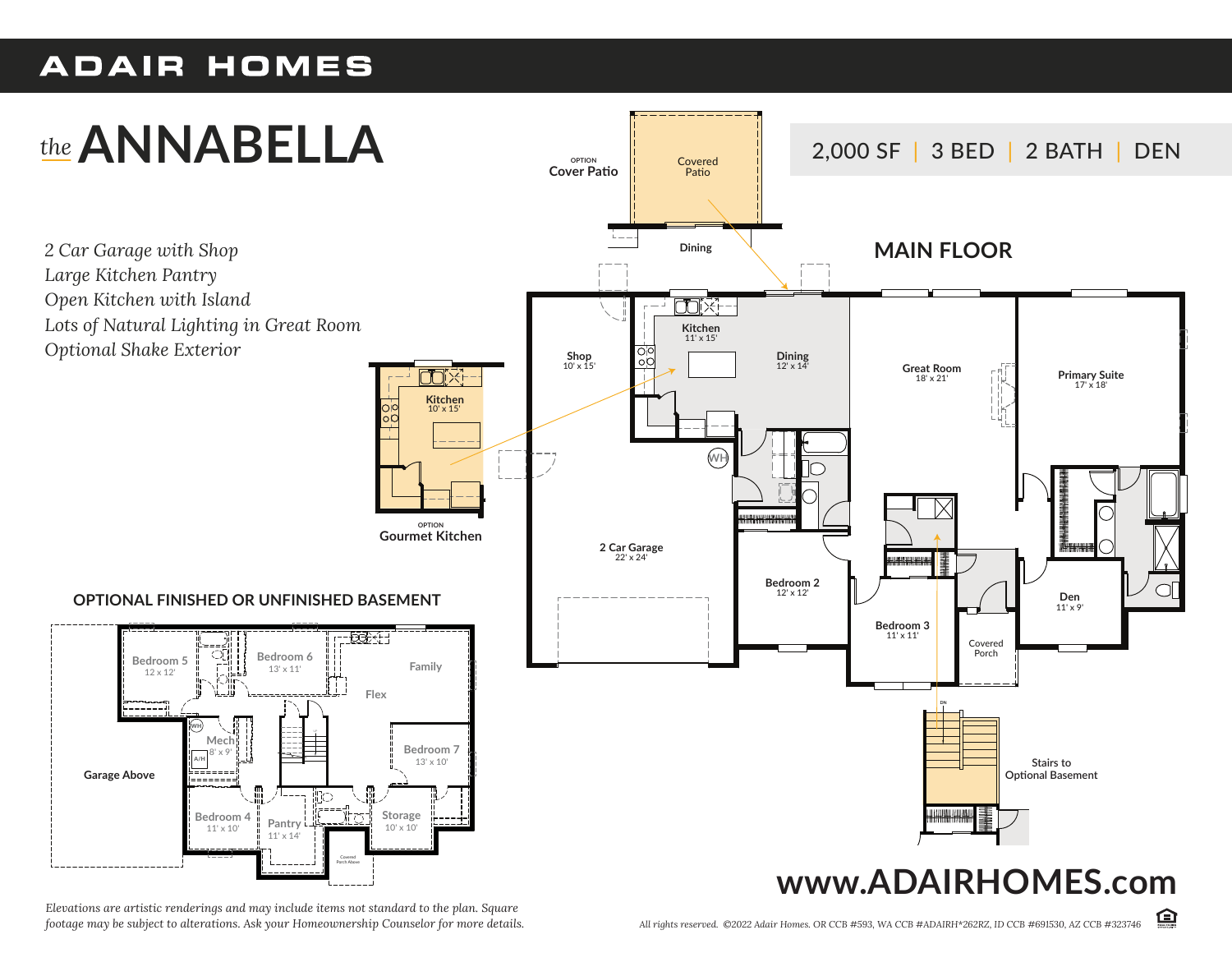# ADAIR HOMES

# the ANNABELLA

2,000 SF | 3 BED | 2 BATH | DEN

*2 Car Garage with Shop*
*Large Kitchen Pantry*
*Open Kitchen with Island*
*Lots of Natural Lighting in Great Room*
*Optional Shake Exterior*

## MAIN FLOOR

OPTION
Cover Patio

Covered Patio

Dining

Shop
10' x 15'

Kitchen
11' x 15'

Dining
12' x 14'

Great Room
18' x 21'

Primary Suite
17' x 18'

WH

2 Car Garage
22' x 24'

Bedroom 2
12' x 12'

Bedroom 3
11' x 11'

Covered Porch

Den
11' x 9'

DN

Stairs to Optional Basement

Kitchen
10' x 15'

OPTION
Gourmet Kitchen

## OPTIONAL FINISHED OR UNFINISHED BASEMENT

Bedroom 5
12 x 12'

Bedroom 6
13' x 11'

Family

Flex

WH

Mech
8' x 9'

A/H

Garage Above

Bedroom 7
13' x 10'

Bedroom 4
11' x 10'

Pantry
11' x 14'

Storage
10' x 10'

Covered Porch Above

*Elevations are artistic renderings and may include items not standard to the plan. Square footage may be subject to alterations. Ask your Homeownership Counselor for more details.*

**www.ADAIRHOMES.com**

*All rights reserved. ©2022 Adair Homes. OR CCB #593, WA CCB #ADAIRH*262RZ, ID CCB #691530, AZ CCB #323746*